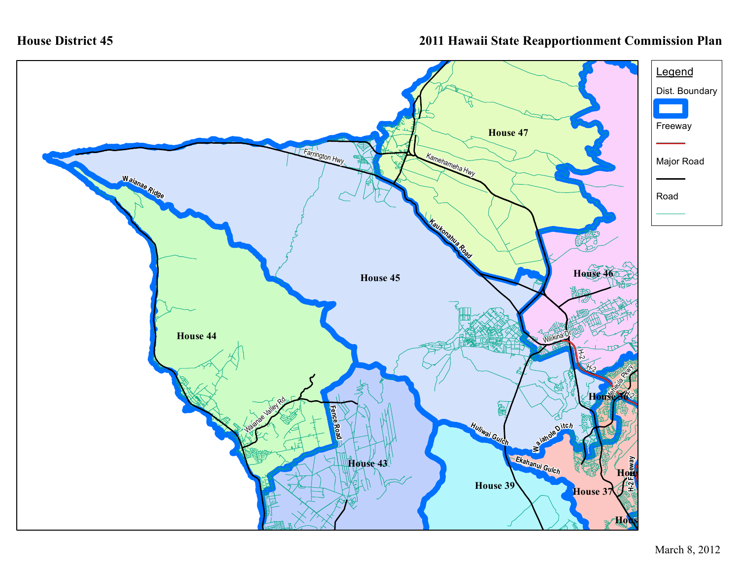# House District 45

## 2011 Hawaii State Reapportionment Commission Plan

**Legend**

- Dist. Boundary
- Freeway
- Major Road
- Road

House 47

House 46

House 45

House 44

House 43

House 39

House 37

House 36

Farrington Hwy

Kamehameha Hwy

Kaukonahua Road

Waianae Ridge

Wilikina Dr

H-2

Waianae Valley Rd

Fence Road

Huliwai Gulch

Waiahole Ditch

Ekahanui Gulch

Meheula Pkwy

H-2 Freeway

March 8, 2012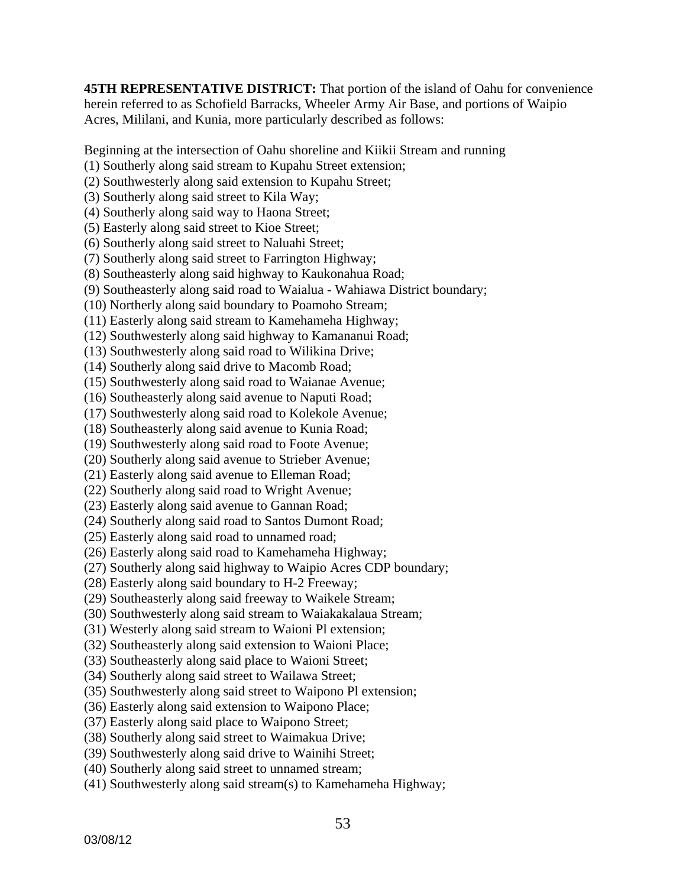**45TH REPRESENTATIVE DISTRICT:** That portion of the island of Oahu for convenience herein referred to as Schofield Barracks, Wheeler Army Air Base, and portions of Waipio Acres, Mililani, and Kunia, more particularly described as follows:

Beginning at the intersection of Oahu shoreline and Kiikii Stream and running
(1) Southerly along said stream to Kupahu Street extension;
(2) Southwesterly along said extension to Kupahu Street;
(3) Southerly along said street to Kila Way;
(4) Southerly along said way to Haona Street;
(5) Easterly along said street to Kioe Street;
(6) Southerly along said street to Naluahi Street;
(7) Southerly along said street to Farrington Highway;
(8) Southeasterly along said highway to Kaukonahua Road;
(9) Southeasterly along said road to Waialua - Wahiawa District boundary;
(10) Northerly along said boundary to Poamoho Stream;
(11) Easterly along said stream to Kamehameha Highway;
(12) Southwesterly along said highway to Kamananui Road;
(13) Southwesterly along said road to Wilikina Drive;
(14) Southerly along said drive to Macomb Road;
(15) Southwesterly along said road to Waianae Avenue;
(16) Southeasterly along said avenue to Naputi Road;
(17) Southwesterly along said road to Kolekole Avenue;
(18) Southeasterly along said avenue to Kunia Road;
(19) Southwesterly along said road to Foote Avenue;
(20) Southerly along said avenue to Strieber Avenue;
(21) Easterly along said avenue to Elleman Road;
(22) Southerly along said road to Wright Avenue;
(23) Easterly along said avenue to Gannan Road;
(24) Southerly along said road to Santos Dumont Road;
(25) Easterly along said road to unnamed road;
(26) Easterly along said road to Kamehameha Highway;
(27) Southerly along said highway to Waipio Acres CDP boundary;
(28) Easterly along said boundary to H-2 Freeway;
(29) Southeasterly along said freeway to Waikele Stream;
(30) Southwesterly along said stream to Waiakakalaua Stream;
(31) Westerly along said stream to Waioni Pl extension;
(32) Southeasterly along said extension to Waioni Place;
(33) Southeasterly along said place to Waioni Street;
(34) Southerly along said street to Wailawa Street;
(35) Southwesterly along said street to Waipono Pl extension;
(36) Easterly along said extension to Waipono Place;
(37) Easterly along said place to Waipono Street;
(38) Southerly along said street to Waimakua Drive;
(39) Southwesterly along said drive to Wainihi Street;
(40) Southerly along said street to unnamed stream;
(41) Southwesterly along said stream(s) to Kamehameha Highway;

03/08/12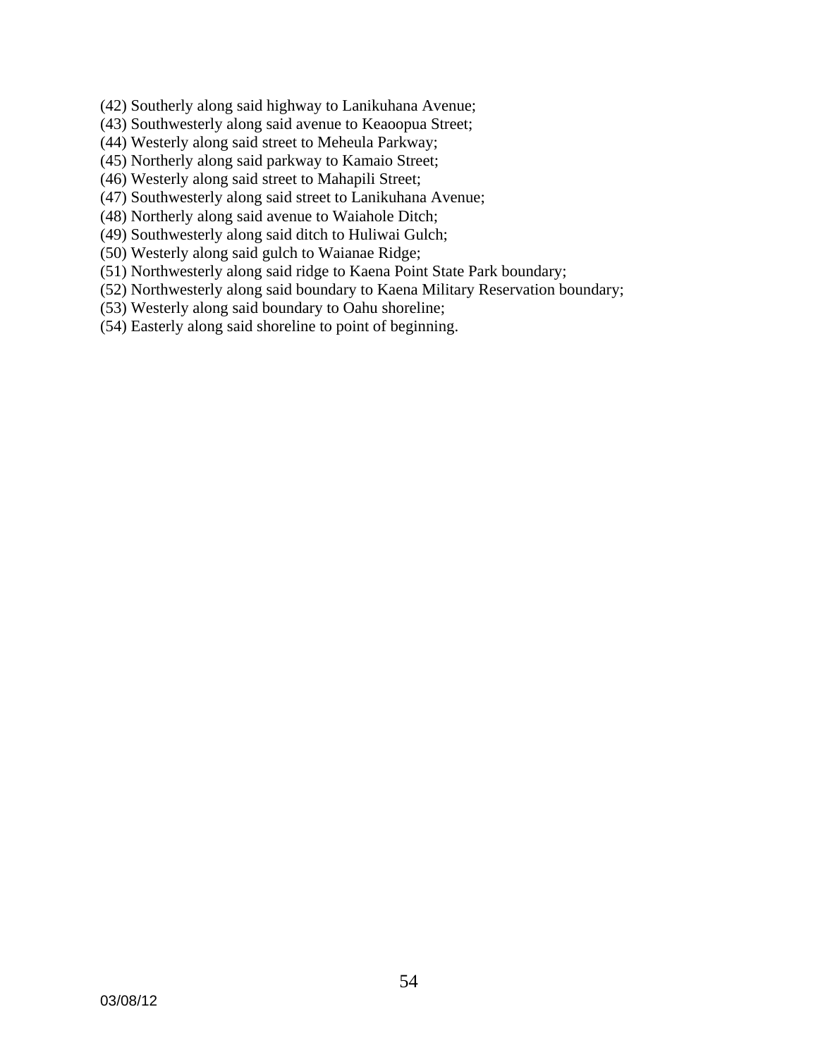(42) Southerly along said highway to Lanikuhana Avenue;
(43) Southwesterly along said avenue to Keaoopua Street;
(44) Westerly along said street to Meheula Parkway;
(45) Northerly along said parkway to Kamaio Street;
(46) Westerly along said street to Mahapili Street;
(47) Southwesterly along said street to Lanikuhana Avenue;
(48) Northerly along said avenue to Waiahole Ditch;
(49) Southwesterly along said ditch to Huliwai Gulch;
(50) Westerly along said gulch to Waianae Ridge;
(51) Northwesterly along said ridge to Kaena Point State Park boundary;
(52) Northwesterly along said boundary to Kaena Military Reservation boundary;
(53) Westerly along said boundary to Oahu shoreline;
(54) Easterly along said shoreline to point of beginning.